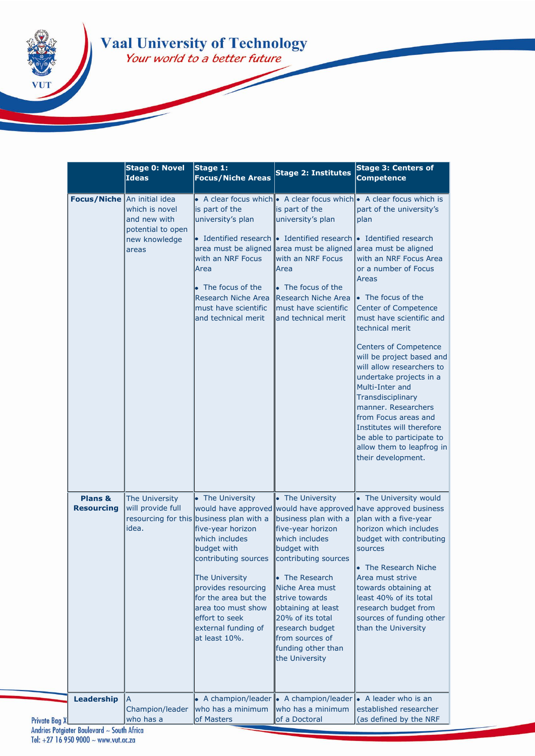| | Stage 0: Novel Ideas | Stage 1: Focus/Niche Areas | Stage 2: Institutes | Stage 3: Centers of Competence |
|---|---|---|---|---|
| **Focus/Niche** | An initial idea which is novel and new with potential to open new knowledge areas | • A clear focus which is part of the university's plan<br><br>• Identified research area must be aligned with an NRF Focus Area<br><br>• The focus of the Research Niche Area must have scientific and technical merit | • A clear focus which is part of the university's plan<br><br>• Identified research area must be aligned with an NRF Focus Area<br><br>• The focus of the Research Niche Area must have scientific and technical merit | • A clear focus which is part of the university's plan<br><br>• Identified research area must be aligned with an NRF Focus Area or a number of Focus Areas<br><br>• The focus of the Center of Competence must have scientific and technical merit<br><br>Centers of Competence will be project based and will allow researchers to undertake projects in a Multi-Inter and Transdisciplinary manner. Researchers from Focus areas and Institutes will therefore be able to participate to allow them to leapfrog in their development. |
| **Plans & Resourcing** | The University will provide full resourcing for this idea. | • The University would have approved business plan with a five-year horizon which includes budget with contributing sources<br><br>The University provides resourcing for the area but the area too must show effort to seek external funding of at least 10%. | • The University would have approved business plan with a five-year horizon which includes budget with contributing sources<br><br>• The Research Niche Area must strive towards obtaining at least 20% of its total research budget from sources of funding other than the University | • The University would have approved business plan with a five-year horizon which includes budget with contributing sources<br><br>• The Research Niche Area must strive towards obtaining at least 40% of its total research budget from sources of funding other than the University |
| **Leadership** | A Champion/leader who has a | • A champion/leader who has a minimum of Masters | • A champion/leader who has a minimum of a Doctoral | • A leader who is an established researcher (as defined by the NRF |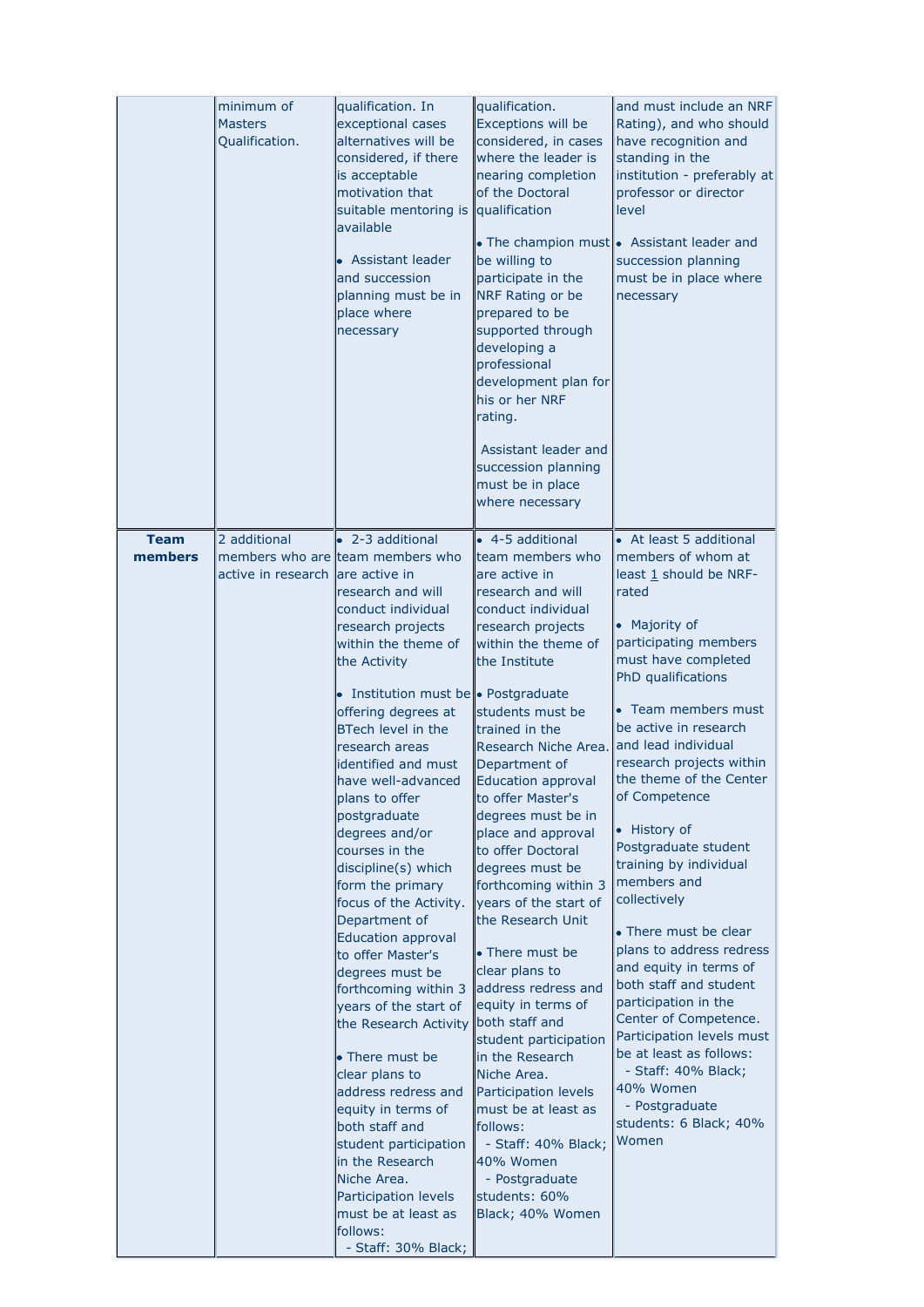| | | | | |
|---|---|---|---|---|
| | minimum of Masters Qualification. | qualification. In exceptional cases alternatives will be considered, if there is acceptable motivation that suitable mentoring is available<br><br>• Assistant leader and succession planning must be in place where necessary | qualification. Exceptions will be considered, in cases where the leader is nearing completion of the Doctoral qualification<br><br>• The champion must be willing to participate in the NRF Rating or be prepared to be supported through developing a professional development plan for his or her NRF rating.<br><br>Assistant leader and succession planning must be in place where necessary | and must include an NRF Rating), and who should have recognition and standing in the institution - preferably at professor or director level<br><br>• Assistant leader and succession planning must be in place where necessary |
| **Team members** | 2 additional members who are active in research | • 2-3 additional team members who are active in research and will conduct individual research projects within the theme of the Activity<br><br>• Institution must be offering degrees at BTech level in the research areas identified and must have well-advanced plans to offer postgraduate degrees and/or courses in the discipline(s) which form the primary focus of the Activity. Department of Education approval to offer Master's degrees must be forthcoming within 3 years of the start of the Research Activity<br><br>• There must be clear plans to address redress and equity in terms of both staff and student participation in the Research Niche Area. Participation levels must be at least as follows:<br>- Staff: 30% Black; | • 4-5 additional team members who are active in research and will conduct individual research projects within the theme of the Institute<br><br>• Postgraduate students must be trained in the Research Niche Area. Department of Education approval to offer Master's degrees must be in place and approval to offer Doctoral degrees must be forthcoming within 3 years of the start of the Research Unit<br><br>• There must be clear plans to address redress and equity in terms of both staff and student participation in the Research Niche Area. Participation levels must be at least as follows:<br>- Staff: 40% Black; 40% Women<br>- Postgraduate students: 60% Black; 40% Women | • At least 5 additional members of whom at least 1 should be NRF-rated<br><br>• Majority of participating members must have completed PhD qualifications<br><br>• Team members must be active in research and lead individual research projects within the theme of the Center of Competence<br><br>• History of Postgraduate student training by individual members and collectively<br><br>• There must be clear plans to address redress and equity in terms of both staff and student participation in the Center of Competence. Participation levels must be at least as follows:<br>- Staff: 40% Black; 40% Women<br>- Postgraduate students: 6 Black; 40% Women |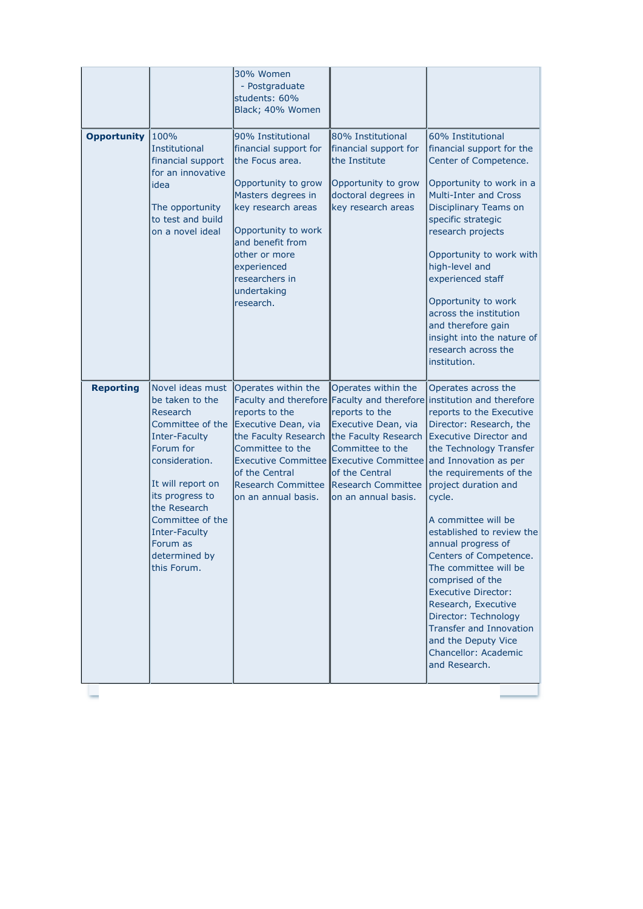| | | | | |
|---|---|---|---|---|
| | | 30% Women<br>- Postgraduate students: 60% Black; 40% Women | | |
| **Opportunity** | 100% Institutional financial support for an innovative idea<br><br>The opportunity to test and build on a novel ideal | 90% Institutional financial support for the Focus area.<br><br>Opportunity to grow Masters degrees in key research areas<br><br>Opportunity to work and benefit from other or more experienced researchers in undertaking research. | 80% Institutional financial support for the Institute<br><br>Opportunity to grow doctoral degrees in key research areas | 60% Institutional financial support for the Center of Competence.<br><br>Opportunity to work in a Multi-Inter and Cross Disciplinary Teams on specific strategic research projects<br><br>Opportunity to work with high-level and experienced staff<br><br>Opportunity to work across the institution and therefore gain insight into the nature of research across the institution. |
| **Reporting** | Novel ideas must be taken to the Research Committee of the Inter-Faculty Forum for consideration.<br><br>It will report on its progress to the Research Committee of the Inter-Faculty Forum as determined by this Forum. | Operates within the Faculty and therefore reports to the Executive Dean, via the Faculty Research Committee to the Executive Committee of the Central Research Committee on an annual basis. | Operates within the Faculty and therefore reports to the Executive Dean, via the Faculty Research Committee to the Executive Committee of the Central Research Committee on an annual basis. | Operates across the institution and therefore reports to the Executive Director: Research, the Executive Director and the Technology Transfer and Innovation as per the requirements of the project duration and cycle.<br><br>A committee will be established to review the annual progress of Centers of Competence. The committee will be comprised of the Executive Director: Research, Executive Director: Technology Transfer and Innovation and the Deputy Vice Chancellor: Academic and Research. |